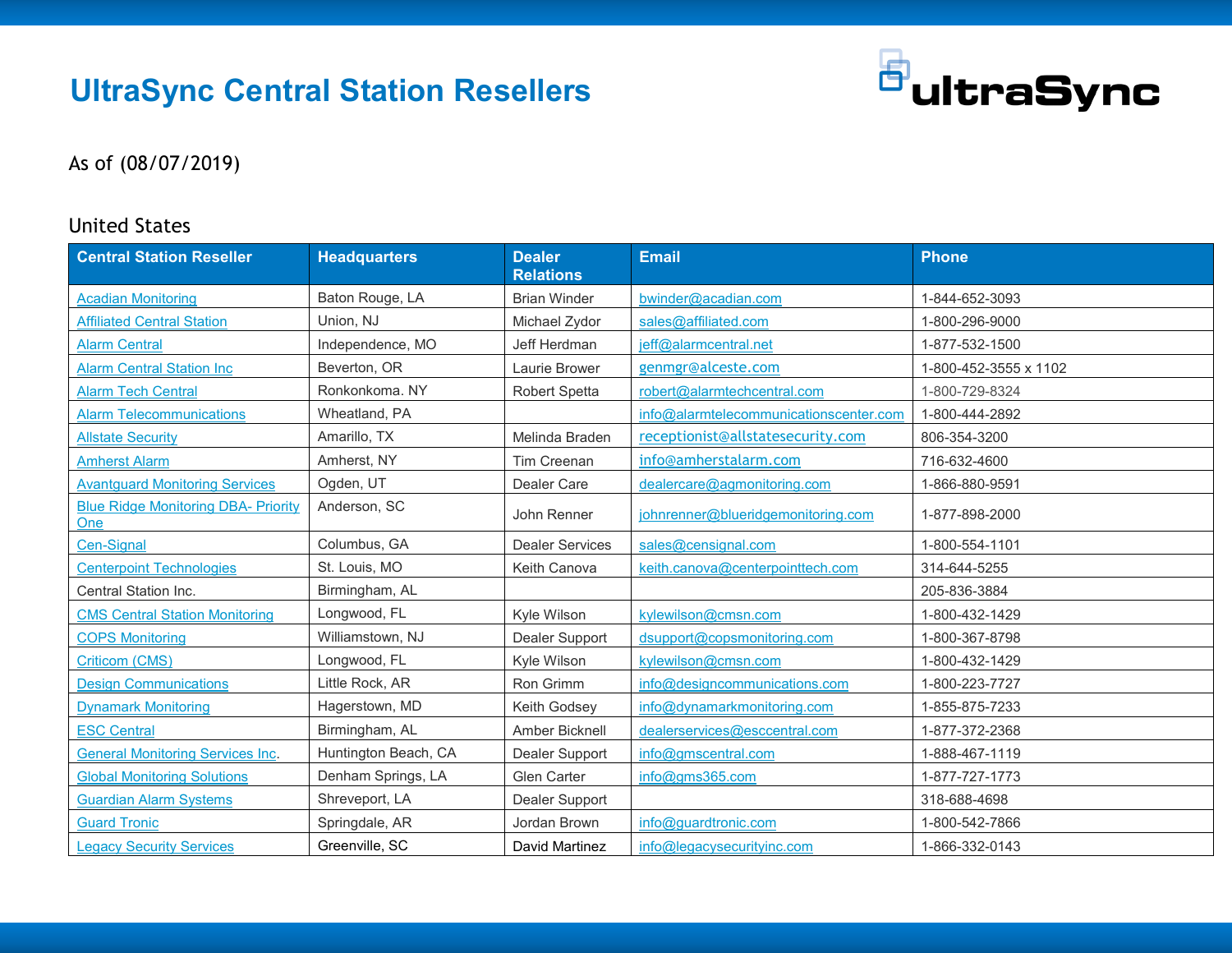# UltraSync Central Station Resellers

As of (08/07/2019)

## United States

| Central Station Reseller | Headquarters | Dealer Relations | Email | Phone |
|---|---|---|---|---|
| Acadian Monitoring | Baton Rouge, LA | Brian Winder | bwinder@acadian.com | 1-844-652-3093 |
| Affiliated Central Station | Union, NJ | Michael Zydor | sales@affiliated.com | 1-800-296-9000 |
| Alarm Central | Independence, MO | Jeff Herdman | jeff@alarmcentral.net | 1-877-532-1500 |
| Alarm Central Station Inc | Beverton, OR | Laurie Brower | genmgr@alceste.com | 1-800-452-3555 x 1102 |
| Alarm Tech Central | Ronkonkoma. NY | Robert Spetta | robert@alarmtechcentral.com | 1-800-729-8324 |
| Alarm Telecommunications | Wheatland, PA | | info@alarmtelecommunicationscenter.com | 1-800-444-2892 |
| Allstate Security | Amarillo, TX | Melinda Braden | receptionist@allstatesecurity.com | 806-354-3200 |
| Amherst Alarm | Amherst, NY | Tim Creenan | info@amherstalarm.com | 716-632-4600 |
| Avantguard Monitoring Services | Ogden, UT | Dealer Care | dealercare@agmonitoring.com | 1-866-880-9591 |
| Blue Ridge Monitoring DBA- Priority One | Anderson, SC | John Renner | johnrenner@blueridgemonitoring.com | 1-877-898-2000 |
| Cen-Signal | Columbus, GA | Dealer Services | sales@censignal.com | 1-800-554-1101 |
| Centerpoint Technologies | St. Louis, MO | Keith Canova | keith.canova@centerpointtech.com | 314-644-5255 |
| Central Station Inc. | Birmingham, AL | | | 205-836-3884 |
| CMS Central Station Monitoring | Longwood, FL | Kyle Wilson | kylewilson@cmsn.com | 1-800-432-1429 |
| COPS Monitoring | Williamstown, NJ | Dealer Support | dsupport@copsmonitoring.com | 1-800-367-8798 |
| Criticom (CMS) | Longwood, FL | Kyle Wilson | kylewilson@cmsn.com | 1-800-432-1429 |
| Design Communications | Little Rock, AR | Ron Grimm | info@designcommunications.com | 1-800-223-7727 |
| Dynamark Monitoring | Hagerstown, MD | Keith Godsey | info@dynamarkmonitoring.com | 1-855-875-7233 |
| ESC Central | Birmingham, AL | Amber Bicknell | dealerservices@esccentral.com | 1-877-372-2368 |
| General Monitoring Services Inc. | Huntington Beach, CA | Dealer Support | info@gmscentral.com | 1-888-467-1119 |
| Global Monitoring Solutions | Denham Springs, LA | Glen Carter | info@gms365.com | 1-877-727-1773 |
| Guardian Alarm Systems | Shreveport, LA | Dealer Support | | 318-688-4698 |
| Guard Tronic | Springdale, AR | Jordan Brown | info@guardtronic.com | 1-800-542-7866 |
| Legacy Security Services | Greenville, SC | David Martinez | info@legacysecurityinc.com | 1-866-332-0143 |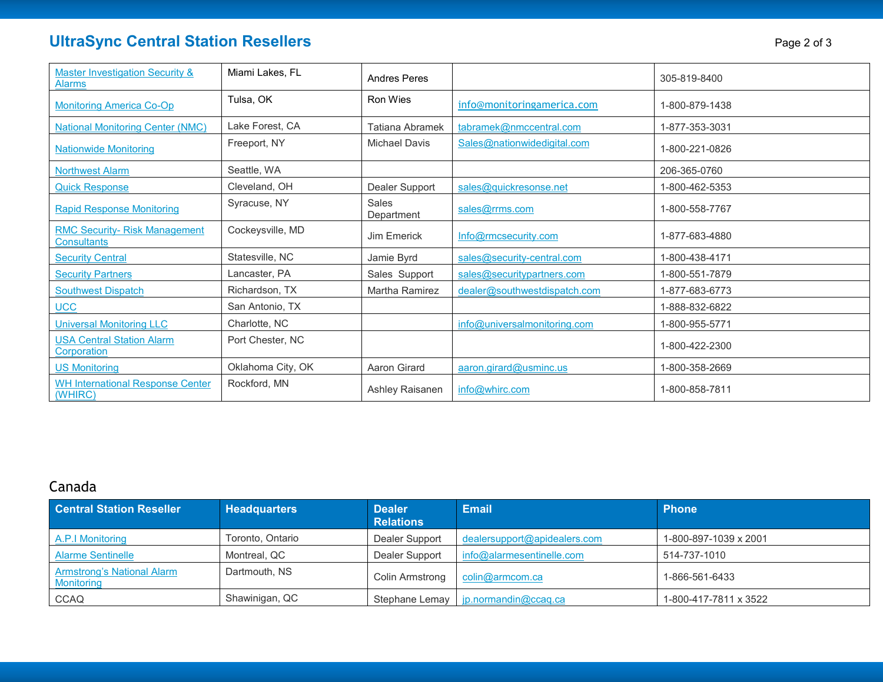## UltraSync Central Station Resellers

| | | | | |
|---|---|---|---|---|
| Master Investigation Security & Alarms | Miami Lakes, FL | Andres Peres | | 305-819-8400 |
| Monitoring America Co-Op | Tulsa, OK | Ron Wies | info@monitoringamerica.com | 1-800-879-1438 |
| National Monitoring Center (NMC) | Lake Forest, CA | Tatiana Abramek | tabramek@nmccentral.com | 1-877-353-3031 |
| Nationwide Monitoring | Freeport, NY | Michael Davis | Sales@nationwidedigital.com | 1-800-221-0826 |
| Northwest Alarm | Seattle, WA | | | 206-365-0760 |
| Quick Response | Cleveland, OH | Dealer Support | sales@quickresonse.net | 1-800-462-5353 |
| Rapid Response Monitoring | Syracuse, NY | Sales Department | sales@rrms.com | 1-800-558-7767 |
| RMC Security- Risk Management Consultants | Cockeysville, MD | Jim Emerick | Info@rmcsecurity.com | 1-877-683-4880 |
| Security Central | Statesville, NC | Jamie Byrd | sales@security-central.com | 1-800-438-4171 |
| Security Partners | Lancaster, PA | Sales Support | sales@securitypartners.com | 1-800-551-7879 |
| Southwest Dispatch | Richardson, TX | Martha Ramirez | dealer@southwestdispatch.com | 1-877-683-6773 |
| UCC | San Antonio, TX | | | 1-888-832-6822 |
| Universal Monitoring LLC | Charlotte, NC | | info@universalmonitoring.com | 1-800-955-5771 |
| USA Central Station Alarm Corporation | Port Chester, NC | | | 1-800-422-2300 |
| US Monitoring | Oklahoma City, OK | Aaron Girard | aaron.girard@usminc.us | 1-800-358-2669 |
| WH International Response Center (WHIRC) | Rockford, MN | Ashley Raisanen | info@whirc.com | 1-800-858-7811 |

## Canada

| Central Station Reseller | Headquarters | Dealer Relations | Email | Phone |
|---|---|---|---|---|
| A.P.I Monitoring | Toronto, Ontario | Dealer Support | dealersupport@apidealers.com | 1-800-897-1039 x 2001 |
| Alarme Sentinelle | Montreal, QC | Dealer Support | info@alarmesentinelle.com | 514-737-1010 |
| Armstrong's National Alarm Monitoring | Dartmouth, NS | Colin Armstrong | colin@armcom.ca | 1-866-561-6433 |
| CCAQ | Shawinigan, QC | Stephane Lemay | jp.normandin@ccaq.ca | 1-800-417-7811 x 3522 |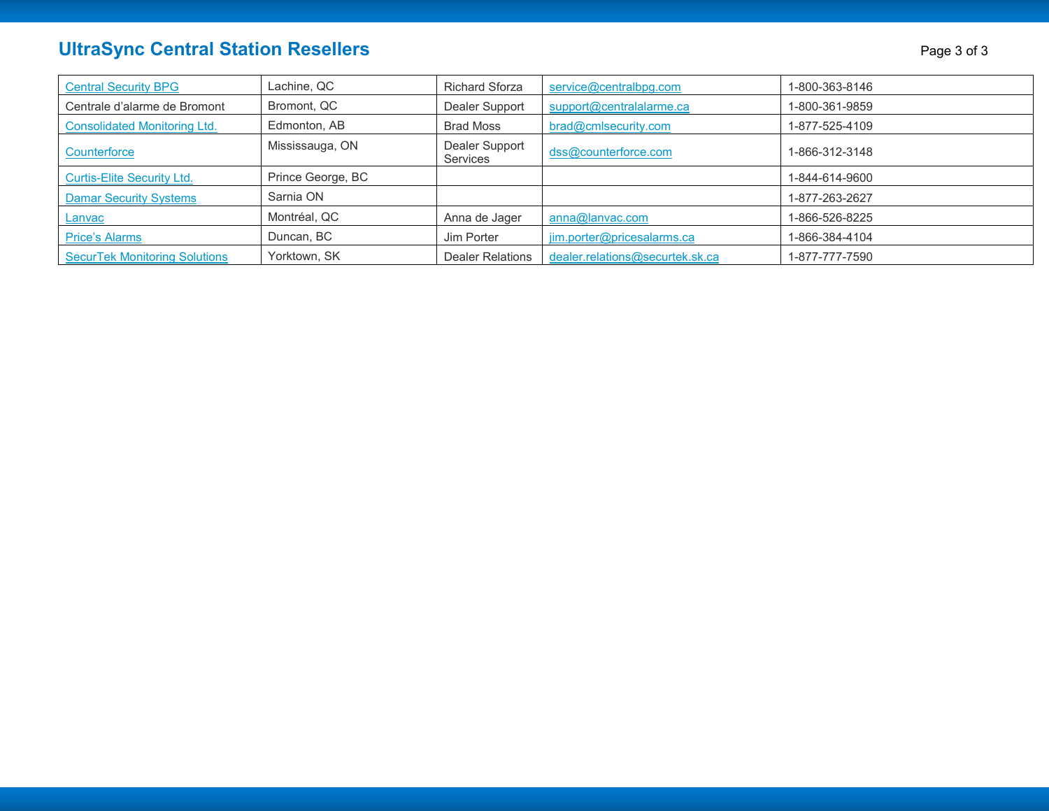# UltraSync Central Station Resellers

| | | | | |
|---|---|---|---|---|
| Central Security BPG | Lachine, QC | Richard Sforza | service@centralbpg.com | 1-800-363-8146 |
| Centrale d'alarme de Bromont | Bromont, QC | Dealer Support | support@centralalarme.ca | 1-800-361-9859 |
| Consolidated Monitoring Ltd. | Edmonton, AB | Brad Moss | brad@cmlsecurity.com | 1-877-525-4109 |
| Counterforce | Mississauga, ON | Dealer Support Services | dss@counterforce.com | 1-866-312-3148 |
| Curtis-Elite Security Ltd. | Prince George, BC | | | 1-844-614-9600 |
| Damar Security Systems | Sarnia ON | | | 1-877-263-2627 |
| Lanvac | Montréal, QC | Anna de Jager | anna@lanvac.com | 1-866-526-8225 |
| Price's Alarms | Duncan, BC | Jim Porter | jim.porter@pricesalarms.ca | 1-866-384-4104 |
| SecurTek Monitoring Solutions | Yorktown, SK | Dealer Relations | dealer.relations@securtek.sk.ca | 1-877-777-7590 |